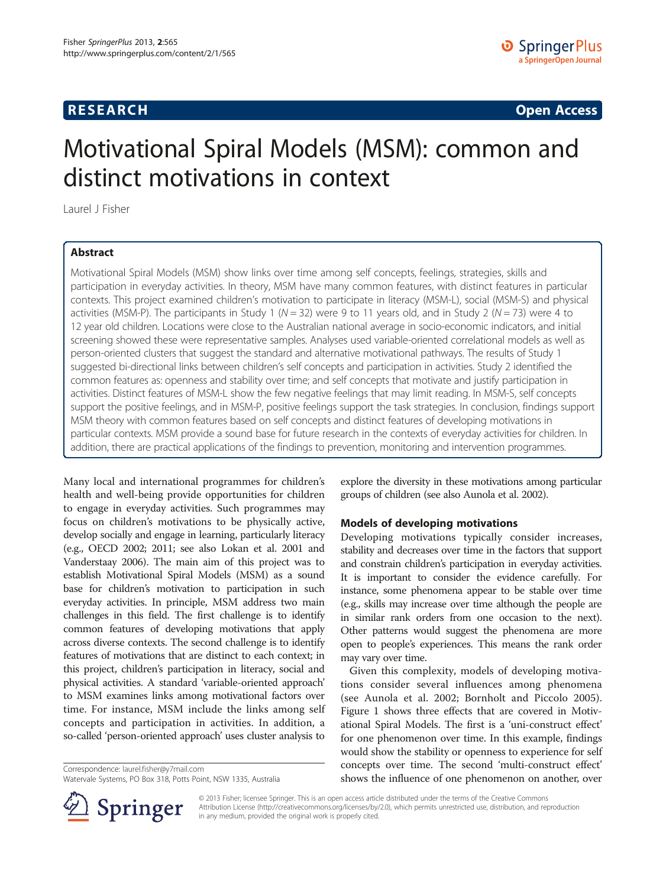RESEARCH Open Access

# Motivational Spiral Models (MSM): common and distinct motivations in context

Laurel J Fisher

## Abstract

Motivational Spiral Models (MSM) show links over time among self concepts, feelings, strategies, skills and participation in everyday activities. In theory, MSM have many common features, with distinct features in particular contexts. This project examined children's motivation to participate in literacy (MSM-L), social (MSM-S) and physical activities (MSM-P). The participants in Study 1 ($N = 32$) were 9 to 11 years old, and in Study 2 ($N = 73$) were 4 to 12 year old children. Locations were close to the Australian national average in socio-economic indicators, and initial screening showed these were representative samples. Analyses used variable-oriented correlational models as well as person-oriented clusters that suggest the standard and alternative motivational pathways. The results of Study 1 suggested bi-directional links between children's self concepts and participation in activities. Study 2 identified the common features as: openness and stability over time; and self concepts that motivate and justify participation in activities. Distinct features of MSM-L show the few negative feelings that may limit reading. In MSM-S, self concepts support the positive feelings, and in MSM-P, positive feelings support the task strategies. In conclusion, findings support MSM theory with common features based on self concepts and distinct features of developing motivations in particular contexts. MSM provide a sound base for future research in the contexts of everyday activities for children. In addition, there are practical applications of the findings to prevention, monitoring and intervention programmes.

Many local and international programmes for children's health and well-being provide opportunities for children to engage in everyday activities. Such programmes may focus on children's motivations to be physically active, develop socially and engage in learning, particularly literacy (e.g., OECD 2002; 2011; see also Lokan et al. 2001 and Vanderstaay 2006). The main aim of this project was to establish Motivational Spiral Models (MSM) as a sound base for children's motivation to participation in such everyday activities. In principle, MSM address two main challenges in this field. The first challenge is to identify common features of developing motivations that apply across diverse contexts. The second challenge is to identify features of motivations that are distinct to each context; in this project, children's participation in literacy, social and physical activities. A standard 'variable-oriented approach' to MSM examines links among motivational factors over time. For instance, MSM include the links among self concepts and participation in activities. In addition, a so-called 'person-oriented approach' uses cluster analysis to explore the diversity in these motivations among particular groups of children (see also Aunola et al. 2002).

### Models of developing motivations

Developing motivations typically consider increases, stability and decreases over time in the factors that support and constrain children's participation in everyday activities. It is important to consider the evidence carefully. For instance, some phenomena appear to be stable over time (e.g., skills may increase over time although the people are in similar rank orders from one occasion to the next). Other patterns would suggest the phenomena are more open to people's experiences. This means the rank order may vary over time.

Given this complexity, models of developing motivations consider several influences among phenomena (see Aunola et al. 2002; Bornholt and Piccolo 2005). Figure 1 shows three effects that are covered in Motivational Spiral Models. The first is a 'uni-construct effect' for one phenomenon over time. In this example, findings would show the stability or openness to experience for self concepts over time. The second 'multi-construct effect' shows the influence of one phenomenon on another, over

Correspondence: laurel.fisher@y7mail.com
Waterdale Systems, PO Box 318, Potts Point, NSW 1335, Australia

© 2013 Fisher; licensee Springer. This is an open access article distributed under the terms of the Creative Commons Attribution License (http://creativecommons.org/licenses/by/2.0), which permits unrestricted use, distribution, and reproduction in any medium, provided the original work is properly cited.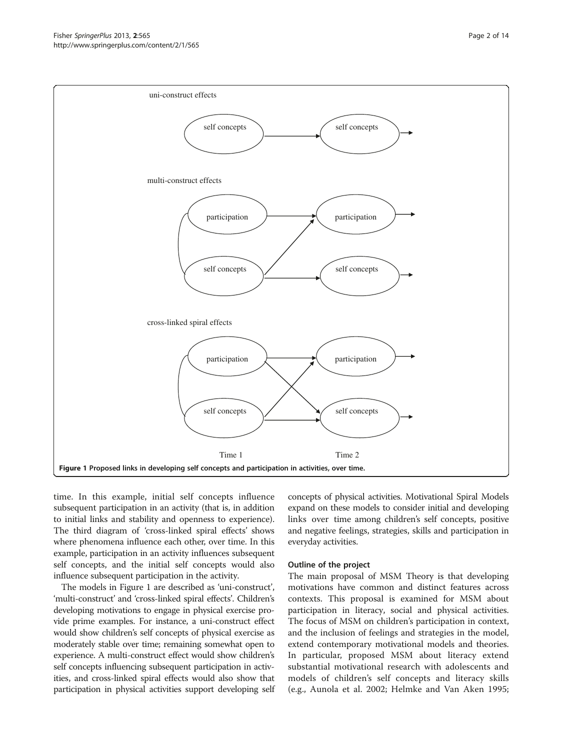uni-construct effects

multi-construct effects

cross-linked spiral effects

**Figure 1 Proposed links in developing self concepts and participation in activities, over time.**

time. In this example, initial self concepts influence subsequent participation in an activity (that is, in addition to initial links and stability and openness to experience). The third diagram of 'cross-linked spiral effects' shows where phenomena influence each other, over time. In this example, participation in an activity influences subsequent self concepts, and the initial self concepts would also influence subsequent participation in the activity.

The models in Figure 1 are described as 'uni-construct', 'multi-construct' and 'cross-linked spiral effects'. Children's developing motivations to engage in physical exercise provide prime examples. For instance, a uni-construct effect would show children's self concepts of physical exercise as moderately stable over time; remaining somewhat open to experience. A multi-construct effect would show children's self concepts influencing subsequent participation in activities, and cross-linked spiral effects would also show that participation in physical activities support developing self concepts of physical activities. Motivational Spiral Models expand on these models to consider initial and developing links over time among children's self concepts, positive and negative feelings, strategies, skills and participation in everyday activities.

### Outline of the project

The main proposal of MSM Theory is that developing motivations have common and distinct features across contexts. This proposal is examined for MSM about participation in literacy, social and physical activities. The focus of MSM on children's participation in context, and the inclusion of feelings and strategies in the model, extend contemporary motivational models and theories. In particular, proposed MSM about literacy extend substantial motivational research with adolescents and models of children's self concepts and literacy skills (e.g., Aunola et al. 2002; Helmke and Van Aken 1995;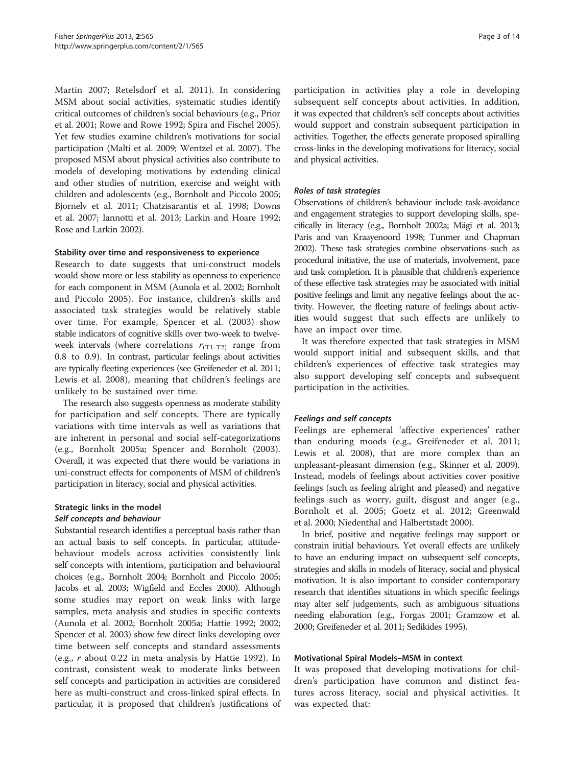Martin 2007; Retelsdorf et al. 2011). In considering MSM about social activities, systematic studies identify critical outcomes of children's social behaviours (e.g., Prior et al. 2001; Rowe and Rowe 1992; Spira and Fischel 2005). Yet few studies examine children's motivations for social participation (Malti et al. 2009; Wentzel et al. 2007). The proposed MSM about physical activities also contribute to models of developing motivations by extending clinical and other studies of nutrition, exercise and weight with children and adolescents (e.g., Bornholt and Piccolo 2005; Bjornelv et al. 2011; Chatzisarantis et al. 1998; Downs et al. 2007; Iannotti et al. 2013; Larkin and Hoare 1992; Rose and Larkin 2002).

#### Stability over time and responsiveness to experience

Research to date suggests that uni-construct models would show more or less stability as openness to experience for each component in MSM (Aunola et al. 2002; Bornholt and Piccolo 2005). For instance, children's skills and associated task strategies would be relatively stable over time. For example, Spencer et al. (2003) show stable indicators of cognitive skills over two-week to twelve-week intervals (where correlations $r_{(T1\text{-}T2)}$ range from 0.8 to 0.9). In contrast, particular feelings about activities are typically fleeting experiences (see Greifeneder et al. 2011; Lewis et al. 2008), meaning that children's feelings are unlikely to be sustained over time.

The research also suggests openness as moderate stability for participation and self concepts. There are typically variations with time intervals as well as variations that are inherent in personal and social self-categorizations (e.g., Bornholt 2005a; Spencer and Bornholt (2003). Overall, it was expected that there would be variations in uni-construct effects for components of MSM of children's participation in literacy, social and physical activities.

#### Strategic links in the model

##### *Self concepts and behaviour*

Substantial research identifies a perceptual basis rather than an actual basis to self concepts. In particular, attitude-behaviour models across activities consistently link self concepts with intentions, participation and behavioural choices (e.g., Bornholt 2004; Bornholt and Piccolo 2005; Jacobs et al. 2003; Wigfield and Eccles 2000). Although some studies may report on weak links with large samples, meta analysis and studies in specific contexts (Aunola et al. 2002; Bornholt 2005a; Hattie 1992; 2002; Spencer et al. 2003) show few direct links developing over time between self concepts and standard assessments (e.g., $r$ about 0.22 in meta analysis by Hattie 1992). In contrast, consistent weak to moderate links between self concepts and participation in activities are considered here as multi-construct and cross-linked spiral effects. In particular, it is proposed that children's justifications of participation in activities play a role in developing subsequent self concepts about activities. In addition, it was expected that children's self concepts about activities would support and constrain subsequent participation in activities. Together, the effects generate proposed spiralling cross-links in the developing motivations for literacy, social and physical activities.

##### *Roles of task strategies*

Observations of children's behaviour include task-avoidance and engagement strategies to support developing skills, specifically in literacy (e.g., Bornholt 2002a; Mägi et al. 2013; Paris and van Kraayenoord 1998; Tunmer and Chapman 2002). These task strategies combine observations such as procedural initiative, the use of materials, involvement, pace and task completion. It is plausible that children's experience of these effective task strategies may be associated with initial positive feelings and limit any negative feelings about the activity. However, the fleeting nature of feelings about activities would suggest that such effects are unlikely to have an impact over time.

It was therefore expected that task strategies in MSM would support initial and subsequent skills, and that children's experiences of effective task strategies may also support developing self concepts and subsequent participation in the activities.

##### *Feelings and self concepts*

Feelings are ephemeral 'affective experiences' rather than enduring moods (e.g., Greifeneder et al. 2011; Lewis et al. 2008), that are more complex than an unpleasant-pleasant dimension (e.g., Skinner et al. 2009). Instead, models of feelings about activities cover positive feelings (such as feeling alright and pleased) and negative feelings such as worry, guilt, disgust and anger (e.g., Bornholt et al. 2005; Goetz et al. 2012; Greenwald et al. 2000; Niedenthal and Halbertstadt 2000).

In brief, positive and negative feelings may support or constrain initial behaviours. Yet overall effects are unlikely to have an enduring impact on subsequent self concepts, strategies and skills in models of literacy, social and physical motivation. It is also important to consider contemporary research that identifies situations in which specific feelings may alter self judgements, such as ambiguous situations needing elaboration (e.g., Forgas 2001; Gramzow et al. 2000; Greifeneder et al. 2011; Sedikides 1995).

#### Motivational Spiral Models–MSM in context

It was proposed that developing motivations for children's participation have common and distinct features across literacy, social and physical activities. It was expected that: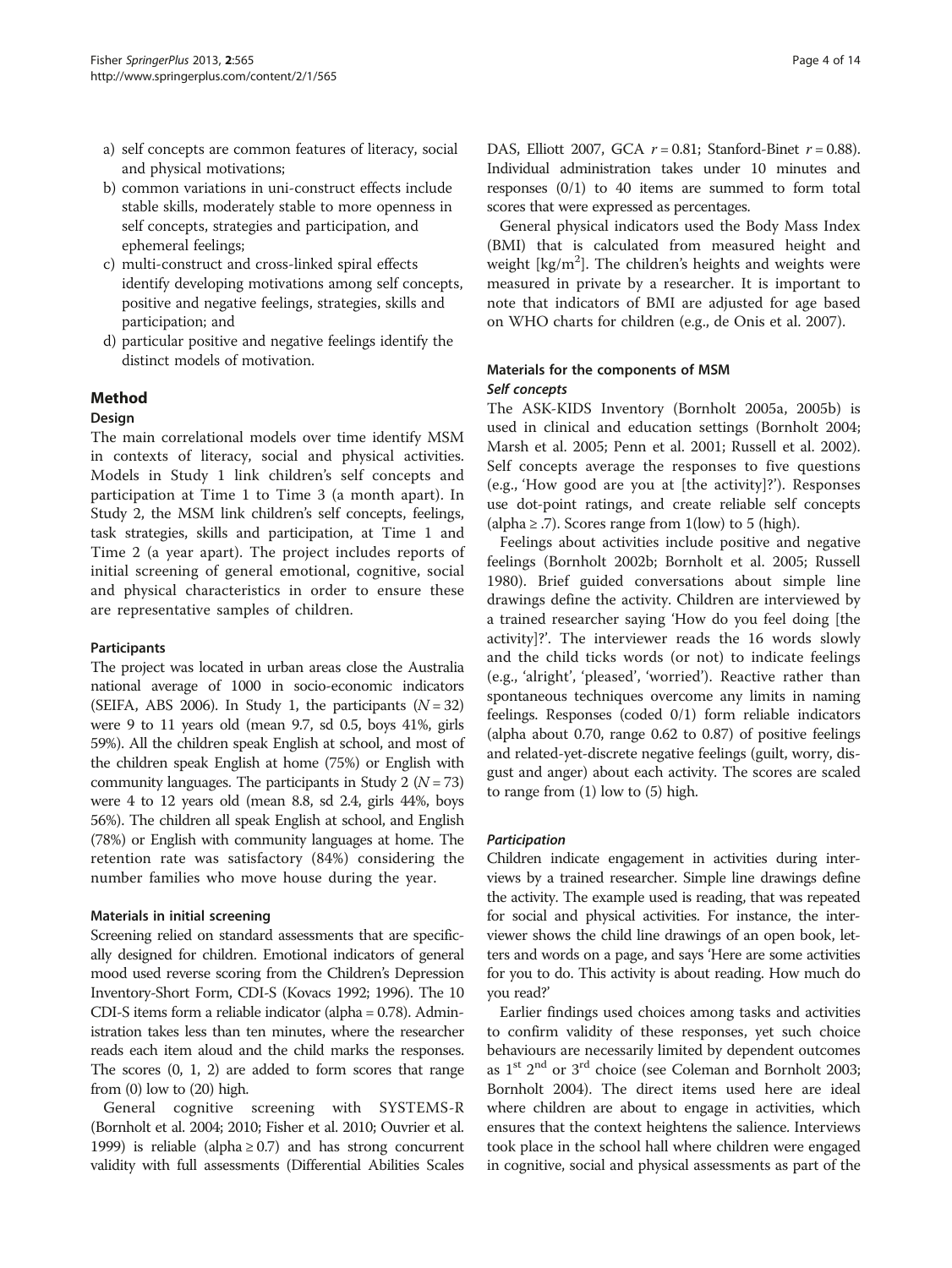a) self concepts are common features of literacy, social and physical motivations;
b) common variations in uni-construct effects include stable skills, moderately stable to more openness in self concepts, strategies and participation, and ephemeral feelings;
c) multi-construct and cross-linked spiral effects identify developing motivations among self concepts, positive and negative feelings, strategies, skills and participation; and
d) particular positive and negative feelings identify the distinct models of motivation.

## Method

### Design

The main correlational models over time identify MSM in contexts of literacy, social and physical activities. Models in Study 1 link children's self concepts and participation at Time 1 to Time 3 (a month apart). In Study 2, the MSM link children's self concepts, feelings, task strategies, skills and participation, at Time 1 and Time 2 (a year apart). The project includes reports of initial screening of general emotional, cognitive, social and physical characteristics in order to ensure these are representative samples of children.

### Participants

The project was located in urban areas close the Australia national average of 1000 in socio-economic indicators (SEIFA, ABS 2006). In Study 1, the participants ($N = 32$) were 9 to 11 years old (mean 9.7, sd 0.5, boys 41%, girls 59%). All the children speak English at school, and most of the children speak English at home (75%) or English with community languages. The participants in Study 2 ($N = 73$) were 4 to 12 years old (mean 8.8, sd 2.4, girls 44%, boys 56%). The children all speak English at school, and English (78%) or English with community languages at home. The retention rate was satisfactory (84%) considering the number families who move house during the year.

### Materials in initial screening

Screening relied on standard assessments that are specifically designed for children. Emotional indicators of general mood used reverse scoring from the Children's Depression Inventory-Short Form, CDI-S (Kovacs 1992; 1996). The 10 CDI-S items form a reliable indicator (alpha = 0.78). Administration takes less than ten minutes, where the researcher reads each item aloud and the child marks the responses. The scores (0, 1, 2) are added to form scores that range from (0) low to (20) high.

General cognitive screening with SYSTEMS-R (Bornholt et al. 2004; 2010; Fisher et al. 2010; Ouvrier et al. 1999) is reliable (alpha ≥ 0.7) and has strong concurrent validity with full assessments (Differential Abilities Scales DAS, Elliott 2007, GCA $r = 0.81$; Stanford-Binet $r = 0.88$). Individual administration takes under 10 minutes and responses (0/1) to 40 items are summed to form total scores that were expressed as percentages.

General physical indicators used the Body Mass Index (BMI) that is calculated from measured height and weight [$kg/m^2$]. The children's heights and weights were measured in private by a researcher. It is important to note that indicators of BMI are adjusted for age based on WHO charts for children (e.g., de Onis et al. 2007).

### Materials for the components of MSM

#### *Self concepts*

The ASK-KIDS Inventory (Bornholt 2005a, 2005b) is used in clinical and education settings (Bornholt 2004; Marsh et al. 2005; Penn et al. 2001; Russell et al. 2002). Self concepts average the responses to five questions (e.g., 'How good are you at [the activity]?'). Responses use dot-point ratings, and create reliable self concepts (alpha ≥ .7). Scores range from 1(low) to 5 (high).

Feelings about activities include positive and negative feelings (Bornholt 2002b; Bornholt et al. 2005; Russell 1980). Brief guided conversations about simple line drawings define the activity. Children are interviewed by a trained researcher saying 'How do you feel doing [the activity]?'. The interviewer reads the 16 words slowly and the child ticks words (or not) to indicate feelings (e.g., 'alright', 'pleased', 'worried'). Reactive rather than spontaneous techniques overcome any limits in naming feelings. Responses (coded 0/1) form reliable indicators (alpha about 0.70, range 0.62 to 0.87) of positive feelings and related-yet-discrete negative feelings (guilt, worry, disgust and anger) about each activity. The scores are scaled to range from (1) low to (5) high.

#### *Participation*

Children indicate engagement in activities during interviews by a trained researcher. Simple line drawings define the activity. The example used is reading, that was repeated for social and physical activities. For instance, the interviewer shows the child line drawings of an open book, letters and words on a page, and says 'Here are some activities for you to do. This activity is about reading. How much do you read?'

Earlier findings used choices among tasks and activities to confirm validity of these responses, yet such choice behaviours are necessarily limited by dependent outcomes as 1st 2nd or 3rd choice (see Coleman and Bornholt 2003; Bornholt 2004). The direct items used here are ideal where children are about to engage in activities, which ensures that the context heightens the salience. Interviews took place in the school hall where children were engaged in cognitive, social and physical assessments as part of the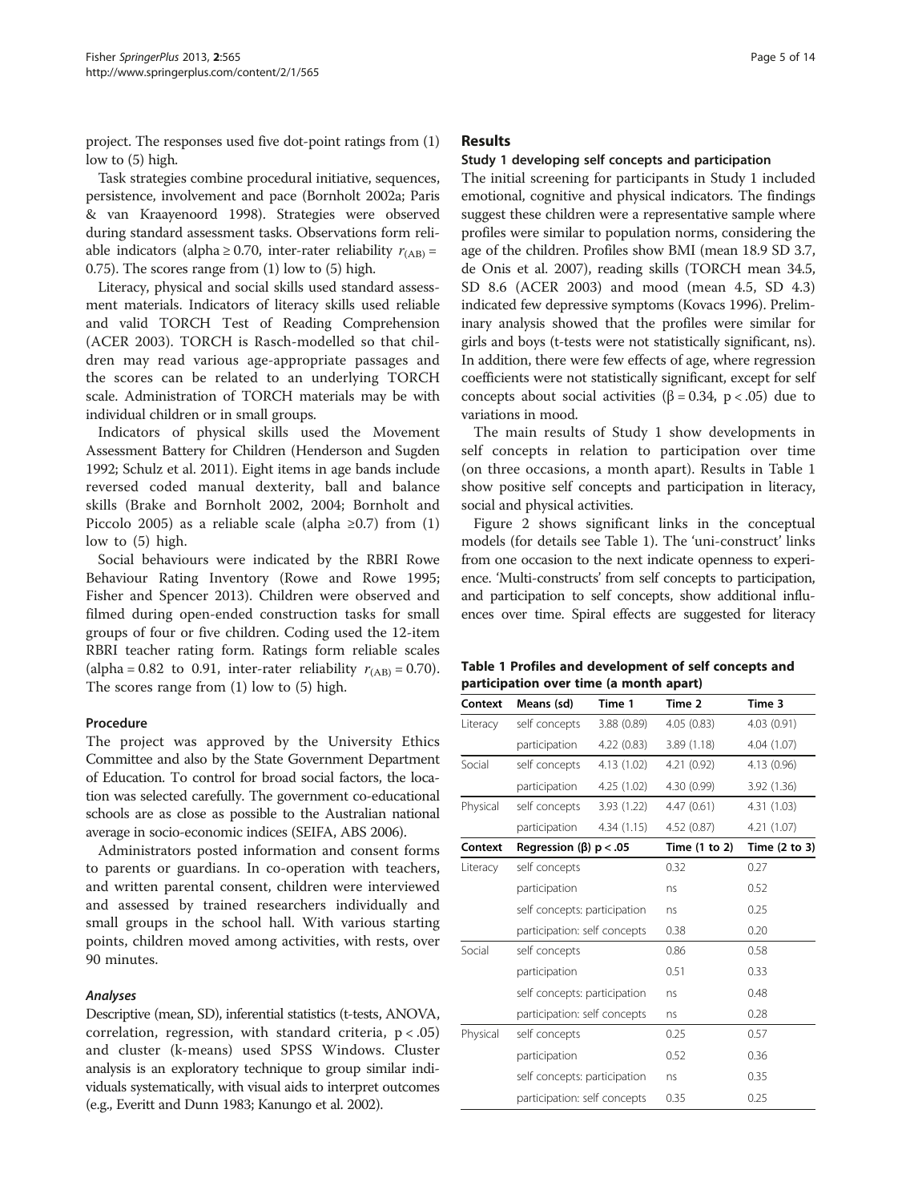project. The responses used five dot-point ratings from (1) low to (5) high.

Task strategies combine procedural initiative, sequences, persistence, involvement and pace (Bornholt 2002a; Paris & van Kraayenoord 1998). Strategies were observed during standard assessment tasks. Observations form reliable indicators (alpha ≥ 0.70, inter-rater reliability $r_{(AB)}$ = 0.75). The scores range from (1) low to (5) high.

Literacy, physical and social skills used standard assessment materials. Indicators of literacy skills used reliable and valid TORCH Test of Reading Comprehension (ACER 2003). TORCH is Rasch-modelled so that children may read various age-appropriate passages and the scores can be related to an underlying TORCH scale. Administration of TORCH materials may be with individual children or in small groups.

Indicators of physical skills used the Movement Assessment Battery for Children (Henderson and Sugden 1992; Schulz et al. 2011). Eight items in age bands include reversed coded manual dexterity, ball and balance skills (Brake and Bornholt 2002, 2004; Bornholt and Piccolo 2005) as a reliable scale (alpha ≥0.7) from (1) low to (5) high.

Social behaviours were indicated by the RBRI Rowe Behaviour Rating Inventory (Rowe and Rowe 1995; Fisher and Spencer 2013). Children were observed and filmed during open-ended construction tasks for small groups of four or five children. Coding used the 12-item RBRI teacher rating form. Ratings form reliable scales (alpha = 0.82 to 0.91, inter-rater reliability $r_{(AB)}$ = 0.70). The scores range from (1) low to (5) high.

### Procedure

The project was approved by the University Ethics Committee and also by the State Government Department of Education. To control for broad social factors, the location was selected carefully. The government co-educational schools are as close as possible to the Australian national average in socio-economic indices (SEIFA, ABS 2006).

Administrators posted information and consent forms to parents or guardians. In co-operation with teachers, and written parental consent, children were interviewed and assessed by trained researchers individually and small groups in the school hall. With various starting points, children moved among activities, with rests, over 90 minutes.

#### *Analyses*

Descriptive (mean, SD), inferential statistics (t-tests, ANOVA, correlation, regression, with standard criteria, $p < .05$) and cluster (k-means) used SPSS Windows. Cluster analysis is an exploratory technique to group similar individuals systematically, with visual aids to interpret outcomes (e.g., Everitt and Dunn 1983; Kanungo et al. 2002).

## Results

### Study 1 developing self concepts and participation

The initial screening for participants in Study 1 included emotional, cognitive and physical indicators. The findings suggest these children were a representative sample where profiles were similar to population norms, considering the age of the children. Profiles show BMI (mean 18.9 SD 3.7, de Onis et al. 2007), reading skills (TORCH mean 34.5, SD 8.6 (ACER 2003) and mood (mean 4.5, SD 4.3) indicated few depressive symptoms (Kovacs 1996). Preliminary analysis showed that the profiles were similar for girls and boys (t-tests were not statistically significant, ns). In addition, there were few effects of age, where regression coefficients were not statistically significant, except for self concepts about social activities ($\beta = 0.34$, $p < .05$) due to variations in mood.

The main results of Study 1 show developments in self concepts in relation to participation over time (on three occasions, a month apart). Results in Table 1 show positive self concepts and participation in literacy, social and physical activities.

Figure 2 shows significant links in the conceptual models (for details see Table 1). The 'uni-construct' links from one occasion to the next indicate openness to experience. 'Multi-constructs' from self concepts to participation, and participation to self concepts, show additional influences over time. Spiral effects are suggested for literacy

**Table 1 Profiles and development of self concepts and participation over time (a month apart)**

| Context | Means (sd) | Time 1 | Time 2 | Time 3 |
|---|---|---|---|---|
| Literacy | self concepts | 3.88 (0.89) | 4.05 (0.83) | 4.03 (0.91) |
| | participation | 4.22 (0.83) | 3.89 (1.18) | 4.04 (1.07) |
| Social | self concepts | 4.13 (1.02) | 4.21 (0.92) | 4.13 (0.96) |
| | participation | 4.25 (1.02) | 4.30 (0.99) | 3.92 (1.36) |
| Physical | self concepts | 3.93 (1.22) | 4.47 (0.61) | 4.31 (1.03) |
| | participation | 4.34 (1.15) | 4.52 (0.87) | 4.21 (1.07) |
| **Context** | **Regression (β) $p < .05$** | | **Time (1 to 2)** | **Time (2 to 3)** |
| Literacy | self concepts | | 0.32 | 0.27 |
| | participation | | ns | 0.52 |
| | self concepts: participation | | ns | 0.25 |
| | participation: self concepts | | 0.38 | 0.20 |
| Social | self concepts | | 0.86 | 0.58 |
| | participation | | 0.51 | 0.33 |
| | self concepts: participation | | ns | 0.48 |
| | participation: self concepts | | ns | 0.28 |
| Physical | self concepts | | 0.25 | 0.57 |
| | participation | | 0.52 | 0.36 |
| | self concepts: participation | | ns | 0.35 |
| | participation: self concepts | | 0.35 | 0.25 |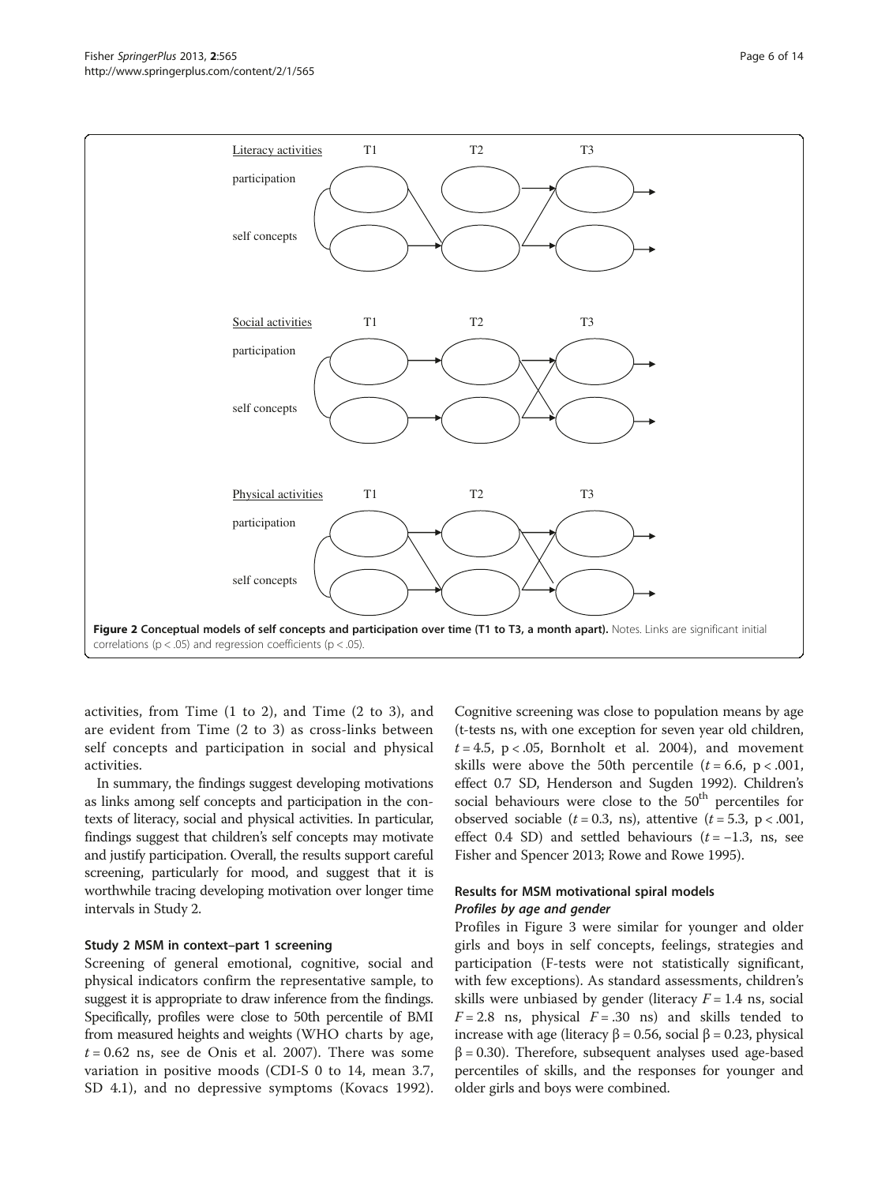Literacy activities T1 T2 T3

participation

self concepts

Social activities T1 T2 T3

participation

self concepts

Physical activities T1 T2 T3

participation

self concepts

**Figure 2 Conceptual models of self concepts and participation over time (T1 to T3, a month apart).** Notes. Links are significant initial correlations ($p < .05$) and regression coefficients ($p < .05$).

activities, from Time (1 to 2), and Time (2 to 3), and are evident from Time (2 to 3) as cross-links between self concepts and participation in social and physical activities.

In summary, the findings suggest developing motivations as links among self concepts and participation in the contexts of literacy, social and physical activities. In particular, findings suggest that children's self concepts may motivate and justify participation. Overall, the results support careful screening, particularly for mood, and suggest that it is worthwhile tracing developing motivation over longer time intervals in Study 2.

### Study 2 MSM in context–part 1 screening

Screening of general emotional, cognitive, social and physical indicators confirm the representative sample, to suggest it is appropriate to draw inference from the findings. Specifically, profiles were close to 50th percentile of BMI from measured heights and weights (WHO charts by age, $t = 0.62$ ns, see de Onis et al. 2007). There was some variation in positive moods (CDI-S 0 to 14, mean 3.7, SD 4.1), and no depressive symptoms (Kovacs 1992). Cognitive screening was close to population means by age (t-tests ns, with one exception for seven year old children, $t = 4.5$, $p < .05$, Bornholt et al. 2004), and movement skills were above the 50th percentile ($t = 6.6$, $p < .001$, effect 0.7 SD, Henderson and Sugden 1992). Children's social behaviours were close to the 50[th] percentiles for observed sociable ($t = 0.3$, ns), attentive ($t = 5.3$, $p < .001$, effect 0.4 SD) and settled behaviours ($t = -1.3$, ns, see Fisher and Spencer 2013; Rowe and Rowe 1995).

### Results for MSM motivational spiral models

#### *Profiles by age and gender*

Profiles in Figure 3 were similar for younger and older girls and boys in self concepts, feelings, strategies and participation (F-tests were not statistically significant, with few exceptions). As standard assessments, children's skills were unbiased by gender (literacy $F = 1.4$ ns, social $F = 2.8$ ns, physical $F = .30$ ns) and skills tended to increase with age (literacy $\beta = 0.56$, social $\beta = 0.23$, physical $\beta = 0.30$). Therefore, subsequent analyses used age-based percentiles of skills, and the responses for younger and older girls and boys were combined.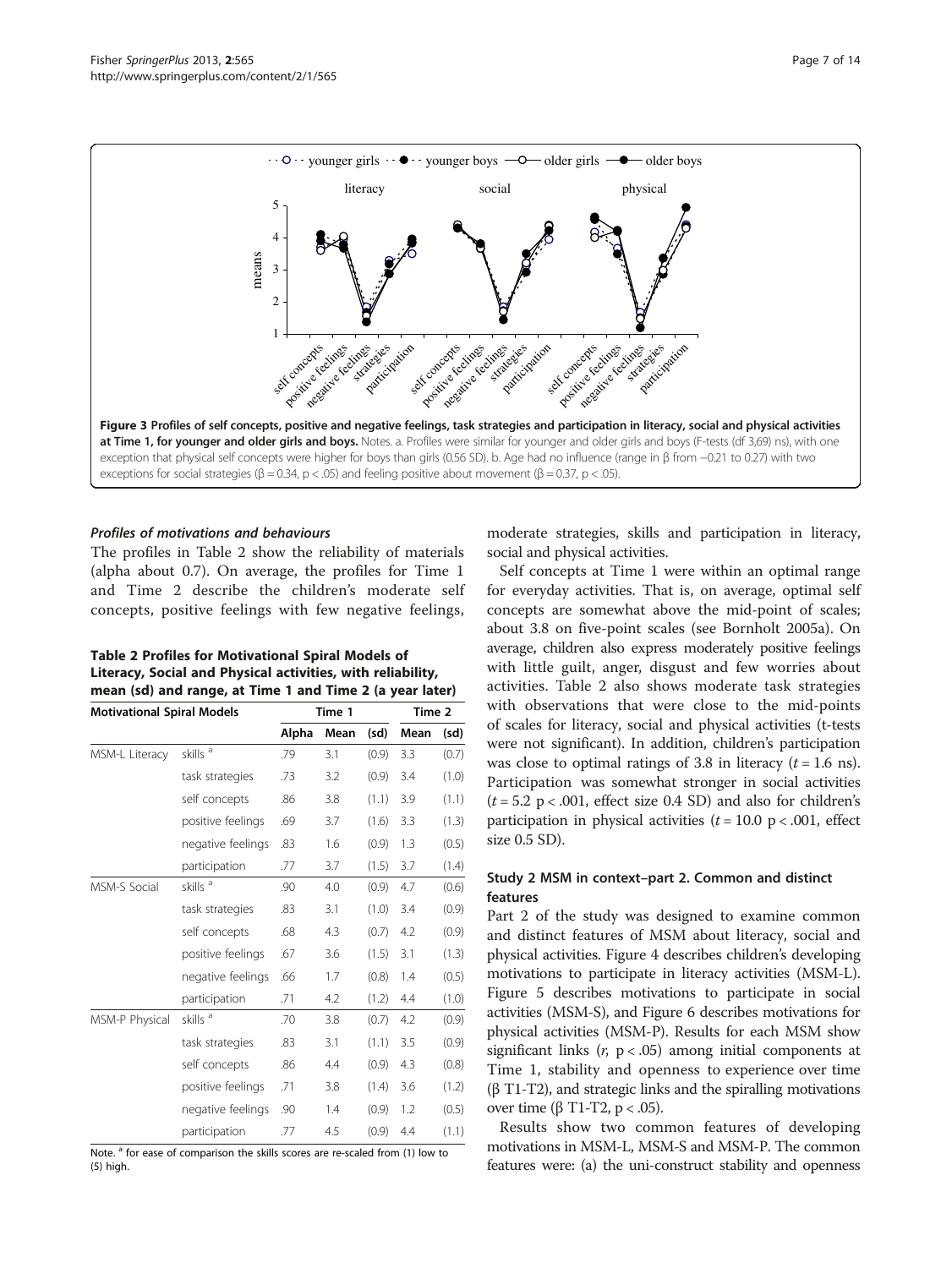**Figure 3 Profiles of self concepts, positive and negative feelings, task strategies and participation in literacy, social and physical activities at Time 1, for younger and older girls and boys.** Notes. a. Profiles were similar for younger and older girls and boys (F-tests (df 3,69) ns), with one exception that physical self concepts were higher for boys than girls (0.56 SD). b. Age had no influence (range in β from −0.21 to 0.27) with two exceptions for social strategies (β = 0.34, p < .05) and feeling positive about movement (β = 0.37, p < .05).

### *Profiles of motivations and behaviours*

The profiles in Table 2 show the reliability of materials (alpha about 0.7). On average, the profiles for Time 1 and Time 2 describe the children's moderate self concepts, positive feelings with few negative feelings, moderate strategies, skills and participation in literacy, social and physical activities.

**Table 2 Profiles for Motivational Spiral Models of Literacy, Social and Physical activities, with reliability, mean (sd) and range, at Time 1 and Time 2 (a year later)**

| Motivational Spiral Models | | Time 1 | | | Time 2 | |
|---|---|---|---|---|---|---|
| | | Alpha | Mean | (sd) | Mean | (sd) |
| MSM-L Literacy | skills [a] | .79 | 3.1 | (0.9) | 3.3 | (0.7) |
| | task strategies | .73 | 3.2 | (0.9) | 3.4 | (1.0) |
| | self concepts | .86 | 3.8 | (1.1) | 3.9 | (1.1) |
| | positive feelings | .69 | 3.7 | (1.6) | 3.3 | (1.3) |
| | negative feelings | .83 | 1.6 | (0.9) | 1.3 | (0.5) |
| | participation | .77 | 3.7 | (1.5) | 3.7 | (1.4) |
| MSM-S Social | skills [a] | .90 | 4.0 | (0.9) | 4.7 | (0.6) |
| | task strategies | .83 | 3.1 | (1.0) | 3.4 | (0.9) |
| | self concepts | .68 | 4.3 | (0.7) | 4.2 | (0.9) |
| | positive feelings | .67 | 3.6 | (1.5) | 3.1 | (1.3) |
| | negative feelings | .66 | 1.7 | (0.8) | 1.4 | (0.5) |
| | participation | .71 | 4.2 | (1.2) | 4.4 | (1.0) |
| MSM-P Physical | skills [a] | .70 | 3.8 | (0.7) | 4.2 | (0.9) |
| | task strategies | .83 | 3.1 | (1.1) | 3.5 | (0.9) |
| | self concepts | .86 | 4.4 | (0.9) | 4.3 | (0.8) |
| | positive feelings | .71 | 3.8 | (1.4) | 3.6 | (1.2) |
| | negative feelings | .90 | 1.4 | (0.9) | 1.2 | (0.5) |
| | participation | .77 | 4.5 | (0.9) | 4.4 | (1.1) |

Note. [a] for ease of comparison the skills scores are re-scaled from (1) low to (5) high.

Self concepts at Time 1 were within an optimal range for everyday activities. That is, on average, optimal self concepts are somewhat above the mid-point of scales; about 3.8 on five-point scales (see Bornholt 2005a). On average, children also express moderately positive feelings with little guilt, anger, disgust and few worries about activities. Table 2 also shows moderate task strategies with observations that were close to the mid-points of scales for literacy, social and physical activities (t-tests were not significant). In addition, children's participation was close to optimal ratings of 3.8 in literacy ($t = 1.6$ ns). Participation was somewhat stronger in social activities ($t = 5.2$ $p < .001$, effect size 0.4 SD) and also for children's participation in physical activities ($t = 10.0$ $p < .001$, effect size 0.5 SD).

### Study 2 MSM in context–part 2. Common and distinct features

Part 2 of the study was designed to examine common and distinct features of MSM about literacy, social and physical activities. Figure 4 describes children's developing motivations to participate in literacy activities (MSM-L). Figure 5 describes motivations to participate in social activities (MSM-S), and Figure 6 describes motivations for physical activities (MSM-P). Results for each MSM show significant links ($r$, $p < .05$) among initial components at Time 1, stability and openness to experience over time (β T1-T2), and strategic links and the spiralling motivations over time (β T1-T2, $p < .05$).

Results show two common features of developing motivations in MSM-L, MSM-S and MSM-P. The common features were: (a) the uni-construct stability and openness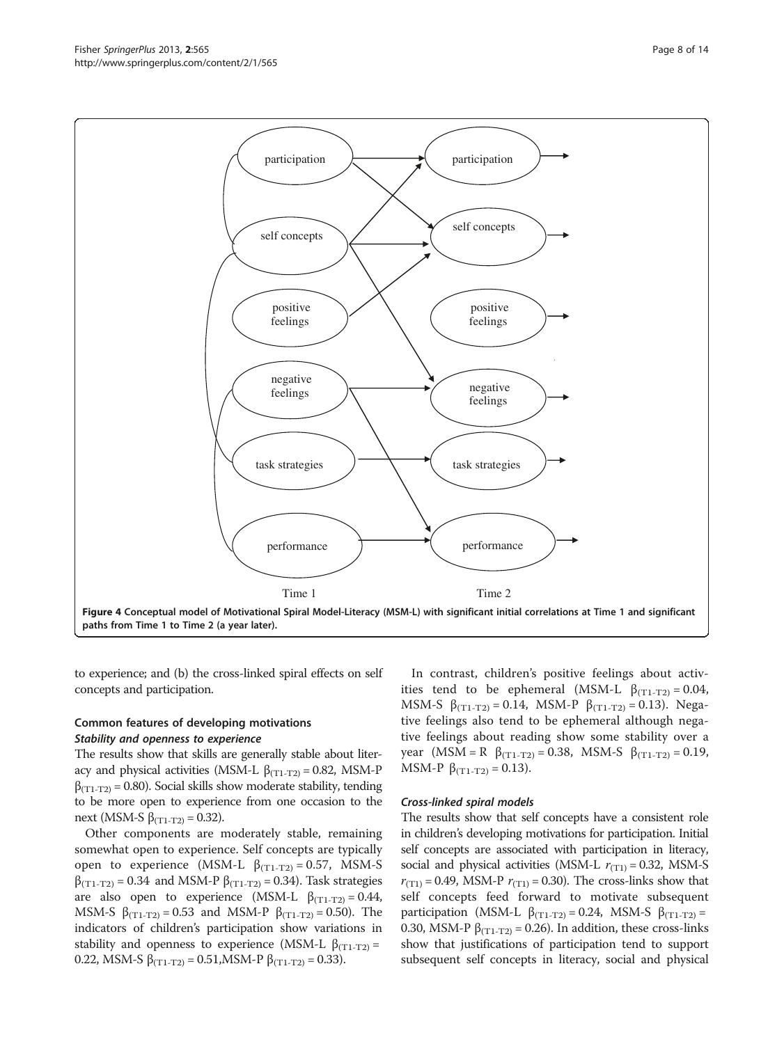Figure 4 Conceptual model of Motivational Spiral Model-Literacy (MSM-L) with significant initial correlations at Time 1 and significant paths from Time 1 to Time 2 (a year later).

to experience; and (b) the cross-linked spiral effects on self concepts and participation.

## Common features of developing motivations

### *Stability and openness to experience*

The results show that skills are generally stable about literacy and physical activities (MSM-L $\beta_{(T1\text{-}T2)} = 0.82$, MSM-P $\beta_{(T1\text{-}T2)} = 0.80$). Social skills show moderate stability, tending to be more open to experience from one occasion to the next (MSM-S $\beta_{(T1\text{-}T2)} = 0.32$).

Other components are moderately stable, remaining somewhat open to experience. Self concepts are typically open to experience (MSM-L $\beta_{(T1\text{-}T2)} = 0.57$, MSM-S $\beta_{(T1\text{-}T2)} = 0.34$ and MSM-P $\beta_{(T1\text{-}T2)} = 0.34$). Task strategies are also open to experience (MSM-L $\beta_{(T1\text{-}T2)} = 0.44$, MSM-S $\beta_{(T1\text{-}T2)} = 0.53$ and MSM-P $\beta_{(T1\text{-}T2)} = 0.50$). The indicators of children's participation show variations in stability and openness to experience (MSM-L $\beta_{(T1\text{-}T2)} = 0.22$, MSM-S $\beta_{(T1\text{-}T2)} = 0.51$, MSM-P $\beta_{(T1\text{-}T2)} = 0.33$).

In contrast, children's positive feelings about activities tend to be ephemeral (MSM-L $\beta_{(T1\text{-}T2)} = 0.04$, MSM-S $\beta_{(T1\text{-}T2)} = 0.14$, MSM-P $\beta_{(T1\text{-}T2)} = 0.13$). Negative feelings also tend to be ephemeral although negative feelings about reading show some stability over a year (MSM = R $\beta_{(T1\text{-}T2)} = 0.38$, MSM-S $\beta_{(T1\text{-}T2)} = 0.19$, MSM-P $\beta_{(T1\text{-}T2)} = 0.13$).

### *Cross-linked spiral models*

The results show that self concepts have a consistent role in children's developing motivations for participation. Initial self concepts are associated with participation in literacy, social and physical activities (MSM-L $r_{(T1)} = 0.32$, MSM-S $r_{(T1)} = 0.49$, MSM-P $r_{(T1)} = 0.30$). The cross-links show that self concepts feed forward to motivate subsequent participation (MSM-L $\beta_{(T1\text{-}T2)} = 0.24$, MSM-S $\beta_{(T1\text{-}T2)} = 0.30$, MSM-P $\beta_{(T1\text{-}T2)} = 0.26$). In addition, these cross-links show that justifications of participation tend to support subsequent self concepts in literacy, social and physical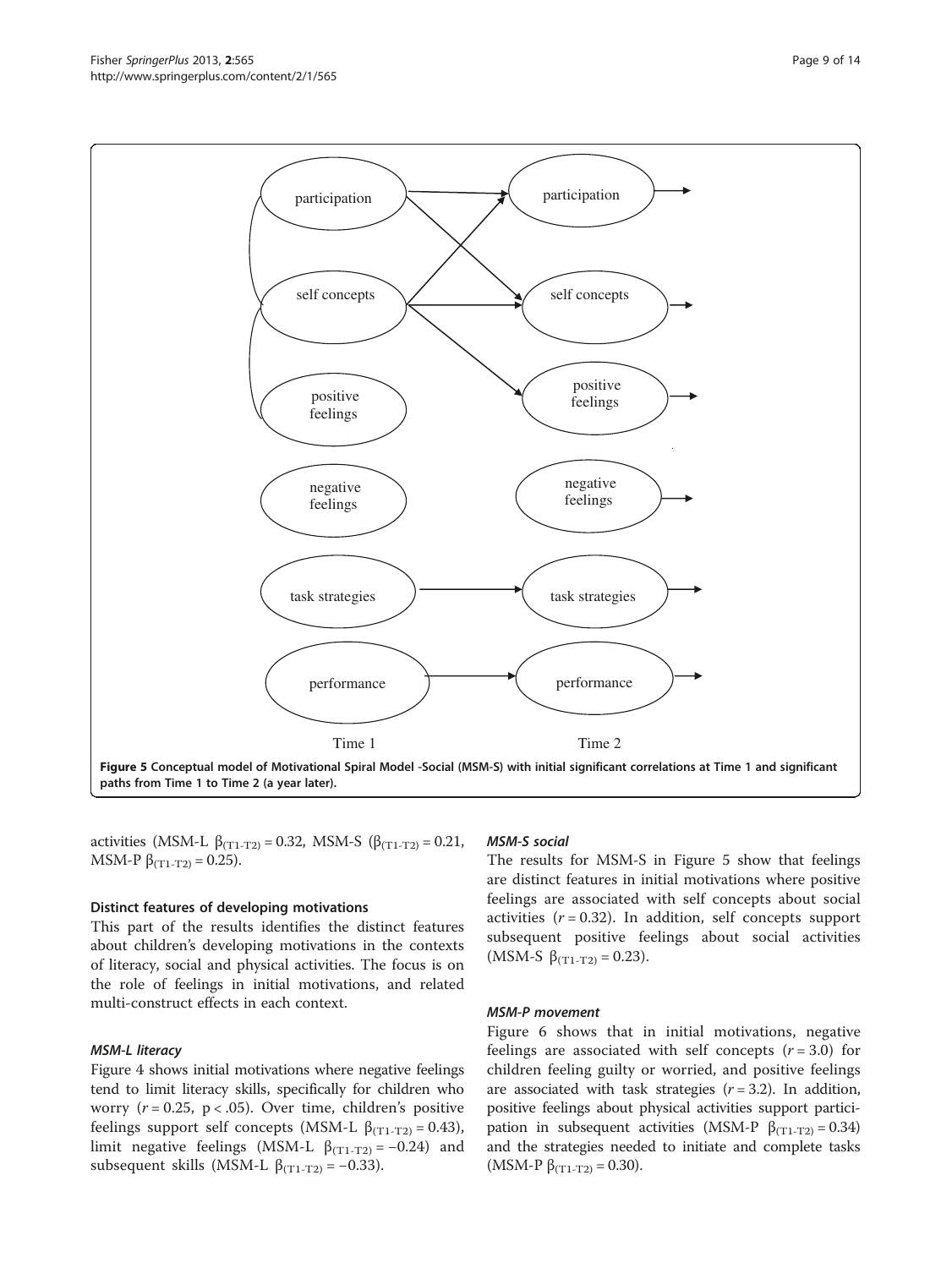Figure 5 Conceptual model of Motivational Spiral Model -Social (MSM-S) with initial significant correlations at Time 1 and significant paths from Time 1 to Time 2 (a year later).

activities (MSM-L $\beta_{(T1-T2)} = 0.32$, MSM-S ($\beta_{(T1-T2)} = 0.21$, MSM-P $\beta_{(T1-T2)} = 0.25$).

### Distinct features of developing motivations

This part of the results identifies the distinct features about children's developing motivations in the contexts of literacy, social and physical activities. The focus is on the role of feelings in initial motivations, and related multi-construct effects in each context.

#### *MSM-L literacy*

Figure 4 shows initial motivations where negative feelings tend to limit literacy skills, specifically for children who worry ($r = 0.25$, $p < .05$). Over time, children's positive feelings support self concepts (MSM-L $\beta_{(T1-T2)} = 0.43$), limit negative feelings (MSM-L $\beta_{(T1-T2)} = -0.24$) and subsequent skills (MSM-L $\beta_{(T1-T2)} = -0.33$).

#### *MSM-S social*

The results for MSM-S in Figure 5 show that feelings are distinct features in initial motivations where positive feelings are associated with self concepts about social activities ($r = 0.32$). In addition, self concepts support subsequent positive feelings about social activities (MSM-S $\beta_{(T1-T2)} = 0.23$).

#### *MSM-P movement*

Figure 6 shows that in initial motivations, negative feelings are associated with self concepts ($r = 3.0$) for children feeling guilty or worried, and positive feelings are associated with task strategies ($r = 3.2$). In addition, positive feelings about physical activities support participation in subsequent activities (MSM-P $\beta_{(T1-T2)} = 0.34$) and the strategies needed to initiate and complete tasks (MSM-P $\beta_{(T1-T2)} = 0.30$).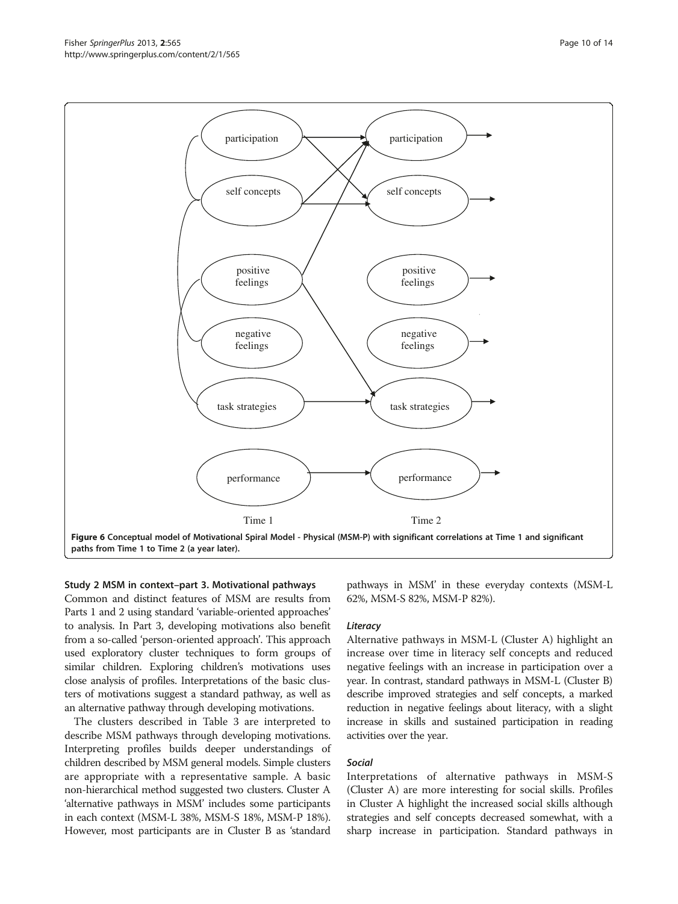Figure 6 Conceptual model of Motivational Spiral Model - Physical (MSM-P) with significant correlations at Time 1 and significant paths from Time 1 to Time 2 (a year later).

### Study 2 MSM in context–part 3. Motivational pathways

Common and distinct features of MSM are results from Parts 1 and 2 using standard 'variable-oriented approaches' to analysis. In Part 3, developing motivations also benefit from a so-called 'person-oriented approach'. This approach used exploratory cluster techniques to form groups of similar children. Exploring children's motivations uses close analysis of profiles. Interpretations of the basic clusters of motivations suggest a standard pathway, as well as an alternative pathway through developing motivations.

The clusters described in Table 3 are interpreted to describe MSM pathways through developing motivations. Interpreting profiles builds deeper understandings of children described by MSM general models. Simple clusters are appropriate with a representative sample. A basic non-hierarchical method suggested two clusters. Cluster A 'alternative pathways in MSM' includes some participants in each context (MSM-L 38%, MSM-S 18%, MSM-P 18%). However, most participants are in Cluster B as 'standard pathways in MSM' in these everyday contexts (MSM-L 62%, MSM-S 82%, MSM-P 82%).

#### *Literacy*

Alternative pathways in MSM-L (Cluster A) highlight an increase over time in literacy self concepts and reduced negative feelings with an increase in participation over a year. In contrast, standard pathways in MSM-L (Cluster B) describe improved strategies and self concepts, a marked reduction in negative feelings about literacy, with a slight increase in skills and sustained participation in reading activities over the year.

#### *Social*

Interpretations of alternative pathways in MSM-S (Cluster A) are more interesting for social skills. Profiles in Cluster A highlight the increased social skills although strategies and self concepts decreased somewhat, with a sharp increase in participation. Standard pathways in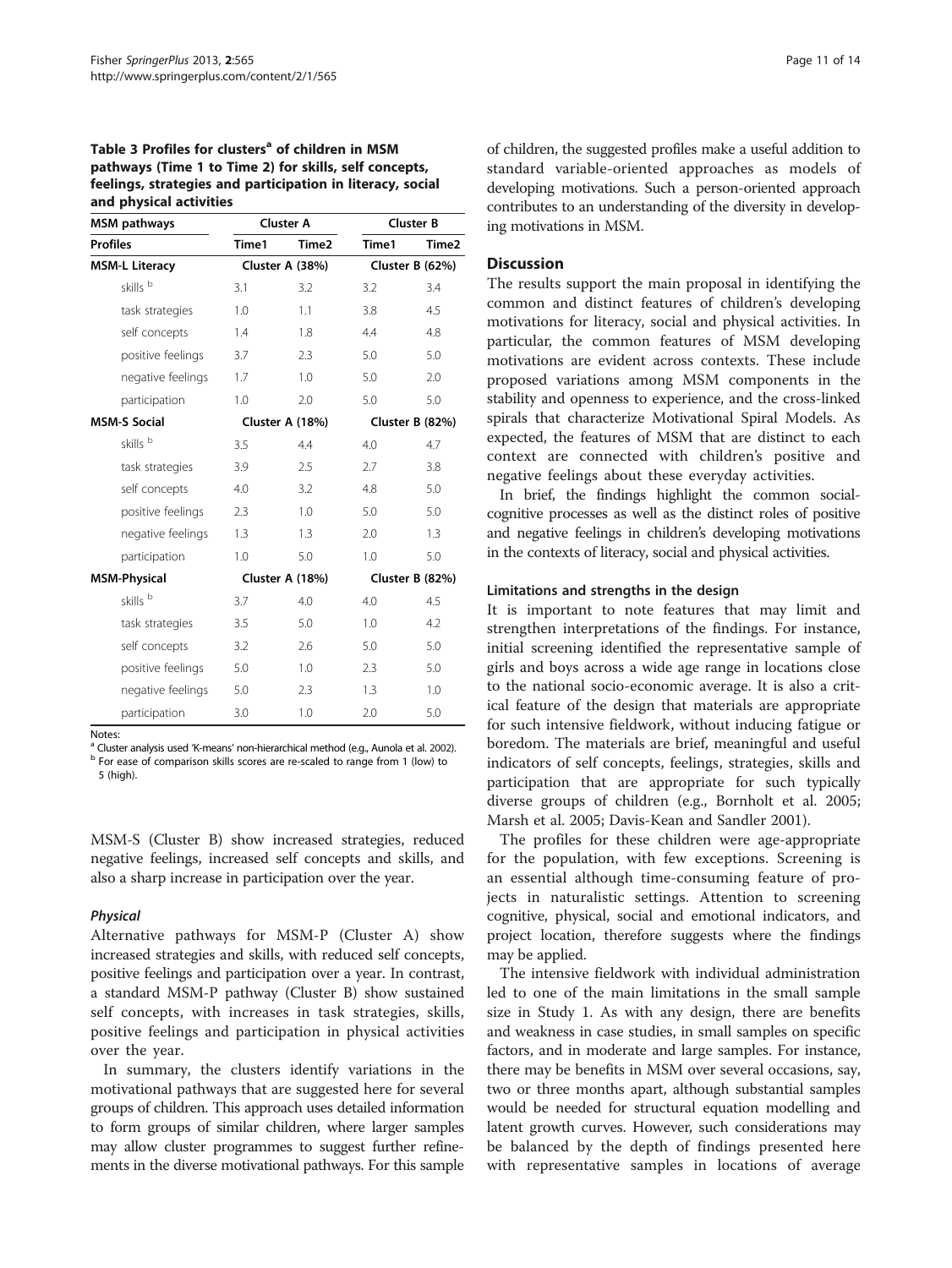**Table 3 Profiles for clusters[a] of children in MSM pathways (Time 1 to Time 2) for skills, self concepts, feelings, strategies and participation in literacy, social and physical activities**

| MSM pathways | Cluster A | | Cluster B | |
|---|---|---|---|---|
| **Profiles** | **Time1** | **Time2** | **Time1** | **Time2** |
| **MSM-L Literacy** | Cluster A (38%) | | Cluster B (62%) | |
| skills [b] | 3.1 | 3.2 | 3.2 | 3.4 |
| task strategies | 1.0 | 1.1 | 3.8 | 4.5 |
| self concepts | 1.4 | 1.8 | 4.4 | 4.8 |
| positive feelings | 3.7 | 2.3 | 5.0 | 5.0 |
| negative feelings | 1.7 | 1.0 | 5.0 | 2.0 |
| participation | 1.0 | 2.0 | 5.0 | 5.0 |
| **MSM-S Social** | Cluster A (18%) | | Cluster B (82%) | |
| skills [b] | 3.5 | 4.4 | 4.0 | 4.7 |
| task strategies | 3.9 | 2.5 | 2.7 | 3.8 |
| self concepts | 4.0 | 3.2 | 4.8 | 5.0 |
| positive feelings | 2.3 | 1.0 | 5.0 | 5.0 |
| negative feelings | 1.3 | 1.3 | 2.0 | 1.3 |
| participation | 1.0 | 5.0 | 1.0 | 5.0 |
| **MSM-Physical** | Cluster A (18%) | | Cluster B (82%) | |
| skills [b] | 3.7 | 4.0 | 4.0 | 4.5 |
| task strategies | 3.5 | 5.0 | 1.0 | 4.2 |
| self concepts | 3.2 | 2.6 | 5.0 | 5.0 |
| positive feelings | 5.0 | 1.0 | 2.3 | 5.0 |
| negative feelings | 5.0 | 2.3 | 1.3 | 1.0 |
| participation | 3.0 | 1.0 | 2.0 | 5.0 |

Notes:
[a] Cluster analysis used 'K-means' non-hierarchical method (e.g., Aunola et al. 2002).
[b] For ease of comparison skills scores are re-scaled to range from 1 (low) to 5 (high).

MSM-S (Cluster B) show increased strategies, reduced negative feelings, increased self concepts and skills, and also a sharp increase in participation over the year.

#### *Physical*

Alternative pathways for MSM-P (Cluster A) show increased strategies and skills, with reduced self concepts, positive feelings and participation over a year. In contrast, a standard MSM-P pathway (Cluster B) show sustained self concepts, with increases in task strategies, skills, positive feelings and participation in physical activities over the year.

In summary, the clusters identify variations in the motivational pathways that are suggested here for several groups of children. This approach uses detailed information to form groups of similar children, where larger samples may allow cluster programmes to suggest further refinements in the diverse motivational pathways. For this sample of children, the suggested profiles make a useful addition to standard variable-oriented approaches as models of developing motivations. Such a person-oriented approach contributes to an understanding of the diversity in developing motivations in MSM.

## Discussion

The results support the main proposal in identifying the common and distinct features of children's developing motivations for literacy, social and physical activities. In particular, the common features of MSM developing motivations are evident across contexts. These include proposed variations among MSM components in the stability and openness to experience, and the cross-linked spirals that characterize Motivational Spiral Models. As expected, the features of MSM that are distinct to each context are connected with children's positive and negative feelings about these everyday activities.

In brief, the findings highlight the common social-cognitive processes as well as the distinct roles of positive and negative feelings in children's developing motivations in the contexts of literacy, social and physical activities.

### Limitations and strengths in the design

It is important to note features that may limit and strengthen interpretations of the findings. For instance, initial screening identified the representative sample of girls and boys across a wide age range in locations close to the national socio-economic average. It is also a critical feature of the design that materials are appropriate for such intensive fieldwork, without inducing fatigue or boredom. The materials are brief, meaningful and useful indicators of self concepts, feelings, strategies, skills and participation that are appropriate for such typically diverse groups of children (e.g., Bornholt et al. 2005; Marsh et al. 2005; Davis-Kean and Sandler 2001).

The profiles for these children were age-appropriate for the population, with few exceptions. Screening is an essential although time-consuming feature of projects in naturalistic settings. Attention to screening cognitive, physical, social and emotional indicators, and project location, therefore suggests where the findings may be applied.

The intensive fieldwork with individual administration led to one of the main limitations in the small sample size in Study 1. As with any design, there are benefits and weakness in case studies, in small samples on specific factors, and in moderate and large samples. For instance, there may be benefits in MSM over several occasions, say, two or three months apart, although substantial samples would be needed for structural equation modelling and latent growth curves. However, such considerations may be balanced by the depth of findings presented here with representative samples in locations of average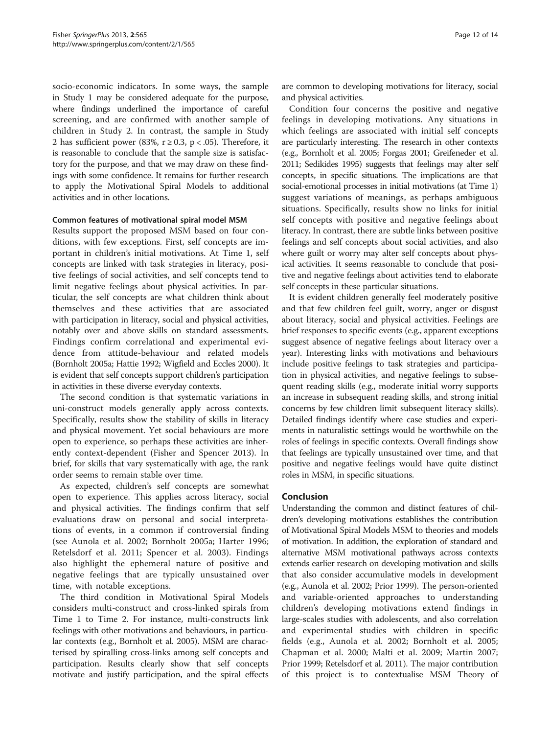socio-economic indicators. In some ways, the sample in Study 1 may be considered adequate for the purpose, where findings underlined the importance of careful screening, and are confirmed with another sample of children in Study 2. In contrast, the sample in Study 2 has sufficient power (83%, $r \geq 0.3$, $p < .05$). Therefore, it is reasonable to conclude that the sample size is satisfactory for the purpose, and that we may draw on these findings with some confidence. It remains for further research to apply the Motivational Spiral Models to additional activities and in other locations.

### Common features of motivational spiral model MSM

Results support the proposed MSM based on four conditions, with few exceptions. First, self concepts are important in children's initial motivations. At Time 1, self concepts are linked with task strategies in literacy, positive feelings of social activities, and self concepts tend to limit negative feelings about physical activities. In particular, the self concepts are what children think about themselves and these activities that are associated with participation in literacy, social and physical activities, notably over and above skills on standard assessments. Findings confirm correlational and experimental evidence from attitude-behaviour and related models (Bornholt 2005a; Hattie 1992; Wigfield and Eccles 2000). It is evident that self concepts support children's participation in activities in these diverse everyday contexts.

The second condition is that systematic variations in uni-construct models generally apply across contexts. Specifically, results show the stability of skills in literacy and physical movement. Yet social behaviours are more open to experience, so perhaps these activities are inherently context-dependent (Fisher and Spencer 2013). In brief, for skills that vary systematically with age, the rank order seems to remain stable over time.

As expected, children's self concepts are somewhat open to experience. This applies across literacy, social and physical activities. The findings confirm that self evaluations draw on personal and social interpretations of events, in a common if controversial finding (see Aunola et al. 2002; Bornholt 2005a; Harter 1996; Retelsdorf et al. 2011; Spencer et al. 2003). Findings also highlight the ephemeral nature of positive and negative feelings that are typically unsustained over time, with notable exceptions.

The third condition in Motivational Spiral Models considers multi-construct and cross-linked spirals from Time 1 to Time 2. For instance, multi-constructs link feelings with other motivations and behaviours, in particular contexts (e.g., Bornholt et al. 2005). MSM are characterised by spiralling cross-links among self concepts and participation. Results clearly show that self concepts motivate and justify participation, and the spiral effects are common to developing motivations for literacy, social and physical activities.

Condition four concerns the positive and negative feelings in developing motivations. Any situations in which feelings are associated with initial self concepts are particularly interesting. The research in other contexts (e.g., Bornholt et al. 2005; Forgas 2001; Greifeneder et al. 2011; Sedikides 1995) suggests that feelings may alter self concepts, in specific situations. The implications are that social-emotional processes in initial motivations (at Time 1) suggest variations of meanings, as perhaps ambiguous situations. Specifically, results show no links for initial self concepts with positive and negative feelings about literacy. In contrast, there are subtle links between positive feelings and self concepts about social activities, and also where guilt or worry may alter self concepts about physical activities. It seems reasonable to conclude that positive and negative feelings about activities tend to elaborate self concepts in these particular situations.

It is evident children generally feel moderately positive and that few children feel guilt, worry, anger or disgust about literacy, social and physical activities. Feelings are brief responses to specific events (e.g., apparent exceptions suggest absence of negative feelings about literacy over a year). Interesting links with motivations and behaviours include positive feelings to task strategies and participation in physical activities, and negative feelings to subsequent reading skills (e.g., moderate initial worry supports an increase in subsequent reading skills, and strong initial concerns by few children limit subsequent literacy skills). Detailed findings identify where case studies and experiments in naturalistic settings would be worthwhile on the roles of feelings in specific contexts. Overall findings show that feelings are typically unsustained over time, and that positive and negative feelings would have quite distinct roles in MSM, in specific situations.

## Conclusion

Understanding the common and distinct features of children's developing motivations establishes the contribution of Motivational Spiral Models MSM to theories and models of motivation. In addition, the exploration of standard and alternative MSM motivational pathways across contexts extends earlier research on developing motivation and skills that also consider accumulative models in development (e.g., Aunola et al. 2002; Prior 1999). The person-oriented and variable-oriented approaches to understanding children's developing motivations extend findings in large-scales studies with adolescents, and also correlation and experimental studies with children in specific fields (e.g., Aunola et al. 2002; Bornholt et al. 2005; Chapman et al. 2000; Malti et al. 2009; Martin 2007; Prior 1999; Retelsdorf et al. 2011). The major contribution of this project is to contextualise MSM Theory of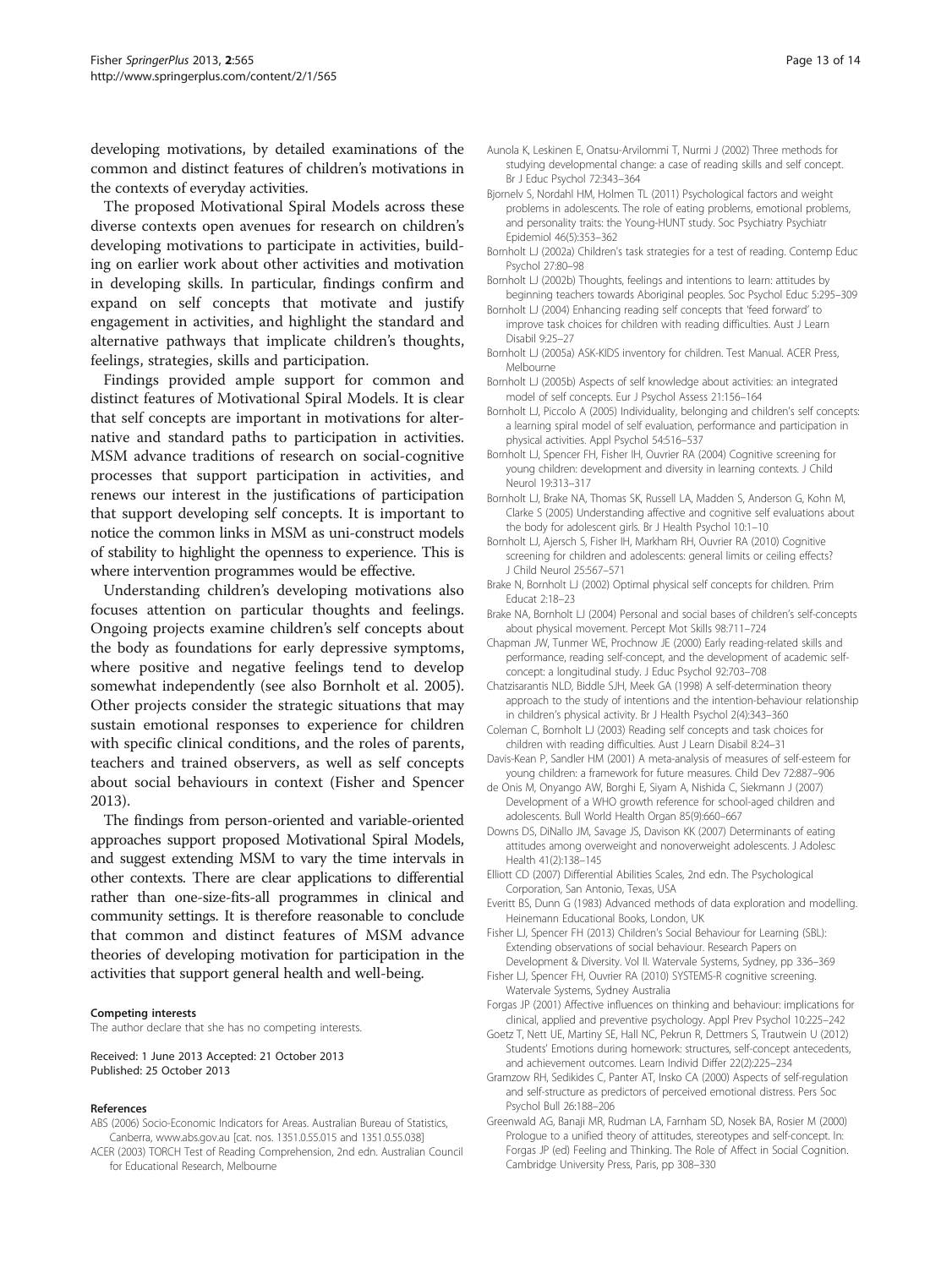developing motivations, by detailed examinations of the common and distinct features of children's motivations in the contexts of everyday activities.

The proposed Motivational Spiral Models across these diverse contexts open avenues for research on children's developing motivations to participate in activities, building on earlier work about other activities and motivation in developing skills. In particular, findings confirm and expand on self concepts that motivate and justify engagement in activities, and highlight the standard and alternative pathways that implicate children's thoughts, feelings, strategies, skills and participation.

Findings provided ample support for common and distinct features of Motivational Spiral Models. It is clear that self concepts are important in motivations for alternative and standard paths to participation in activities. MSM advance traditions of research on social-cognitive processes that support participation in activities, and renews our interest in the justifications of participation that support developing self concepts. It is important to notice the common links in MSM as uni-construct models of stability to highlight the openness to experience. This is where intervention programmes would be effective.

Understanding children's developing motivations also focuses attention on particular thoughts and feelings. Ongoing projects examine children's self concepts about the body as foundations for early depressive symptoms, where positive and negative feelings tend to develop somewhat independently (see also Bornholt et al. 2005). Other projects consider the strategic situations that may sustain emotional responses to experience for children with specific clinical conditions, and the roles of parents, teachers and trained observers, as well as self concepts about social behaviours in context (Fisher and Spencer 2013).

The findings from person-oriented and variable-oriented approaches support proposed Motivational Spiral Models, and suggest extending MSM to vary the time intervals in other contexts. There are clear applications to differential rather than one-size-fits-all programmes in clinical and community settings. It is therefore reasonable to conclude that common and distinct features of MSM advance theories of developing motivation for participation in the activities that support general health and well-being.

#### Competing interests

The author declare that she has no competing interests.

Received: 1 June 2013 Accepted: 21 October 2013
Published: 25 October 2013

#### References

ABS (2006) Socio-Economic Indicators for Areas. Australian Bureau of Statistics, Canberra, www.abs.gov.au [cat. nos. 1351.0.55.015 and 1351.0.55.038]

ACER (2003) TORCH Test of Reading Comprehension, 2nd edn. Australian Council for Educational Research, Melbourne

Aunola K, Leskinen E, Onatsu-Arvilommi T, Nurmi J (2002) Three methods for studying developmental change: a case of reading skills and self concept. Br J Educ Psychol 72:343–364

Bjornelv S, Nordahl HM, Holmen TL (2011) Psychological factors and weight problems in adolescents. The role of eating problems, emotional problems, and personality traits: the Young-HUNT study. Soc Psychiatry Psychiatr Epidemiol 46(5):353–362

Bornholt LJ (2002a) Children's task strategies for a test of reading. Contemp Educ Psychol 27:80–98

Bornholt LJ (2002b) Thoughts, feelings and intentions to learn: attitudes by beginning teachers towards Aboriginal peoples. Soc Psychol Educ 5:295–309

Bornholt LJ (2004) Enhancing reading self concepts that 'feed forward' to improve task choices for children with reading difficulties. Aust J Learn Disabil 9:25–27

Bornholt LJ (2005a) ASK-KIDS inventory for children. Test Manual. ACER Press, Melbourne

Bornholt LJ (2005b) Aspects of self knowledge about activities: an integrated model of self concepts. Eur J Psychol Assess 21:156–164

Bornholt LJ, Piccolo A (2005) Individuality, belonging and children's self concepts: a learning spiral model of self evaluation, performance and participation in physical activities. Appl Psychol 54:516–537

Bornholt LJ, Spencer FH, Fisher IH, Ouvrier RA (2004) Cognitive screening for young children: development and diversity in learning contexts. J Child Neurol 19:313–317

Bornholt LJ, Brake NA, Thomas SK, Russell LA, Madden S, Anderson G, Kohn M, Clarke S (2005) Understanding affective and cognitive self evaluations about the body for adolescent girls. Br J Health Psychol 10:1–10

Bornholt LJ, Ajersch S, Fisher IH, Markham RH, Ouvrier RA (2010) Cognitive screening for children and adolescents: general limits or ceiling effects? J Child Neurol 25:567–571

Brake N, Bornholt LJ (2002) Optimal physical self concepts for children. Prim Educat 2:18–23

Brake NA, Bornholt LJ (2004) Personal and social bases of children's self-concepts about physical movement. Percept Mot Skills 98:711–724

Chapman JW, Tunmer WE, Prochnow JE (2000) Early reading-related skills and performance, reading self-concept, and the development of academic self-concept: a longitudinal study. J Educ Psychol 92:703–708

Chatzisarantis NLD, Biddle SJH, Meek GA (1998) A self-determination theory approach to the study of intentions and the intention-behaviour relationship in children's physical activity. Br J Health Psychol 2(4):343–360

Coleman C, Bornholt LJ (2003) Reading self concepts and task choices for children with reading difficulties. Aust J Learn Disabil 8:24–31

Davis-Kean P, Sandler HM (2001) A meta-analysis of measures of self-esteem for young children: a framework for future measures. Child Dev 72:887–906

de Onis M, Onyango AW, Borghi E, Siyam A, Nishida C, Siekmann J (2007) Development of a WHO growth reference for school-aged children and adolescents. Bull World Health Organ 85(9):660–667

Downs DS, DiNallo JM, Savage JS, Davison KK (2007) Determinants of eating attitudes among overweight and nonoverweight adolescents. J Adolesc Health 41(2):138–145

Elliott CD (2007) Differential Abilities Scales, 2nd edn. The Psychological Corporation, San Antonio, Texas, USA

Everitt BS, Dunn G (1983) Advanced methods of data exploration and modelling. Heinemann Educational Books, London, UK

Fisher LJ, Spencer FH (2013) Children's Social Behaviour for Learning (SBL): Extending observations of social behaviour. Research Papers on Development & Diversity. Vol II. Watervale Systems, Sydney, pp 336–369

Fisher LJ, Spencer FH, Ouvrier RA (2010) SYSTEMS-R cognitive screening. Watervale Systems, Sydney Australia

Forgas JP (2001) Affective influences on thinking and behaviour: implications for clinical, applied and preventive psychology. Appl Prev Psychol 10:225–242

Goetz T, Nett UE, Martiny SE, Hall NC, Pekrun R, Dettmers S, Trautwein U (2012) Students' Emotions during homework: structures, self-concept antecedents, and achievement outcomes. Learn Individ Differ 22(2):225–234

Gramzow RH, Sedikides C, Panter AT, Insko CA (2000) Aspects of self-regulation and self-structure as predictors of perceived emotional distress. Pers Soc Psychol Bull 26:188–206

Greenwald AG, Banaji MR, Rudman LA, Farnham SD, Nosek BA, Rosier M (2000) Prologue to a unified theory of attitudes, stereotypes and self-concept. In: Forgas JP (ed) Feeling and Thinking. The Role of Affect in Social Cognition. Cambridge University Press, Paris, pp 308–330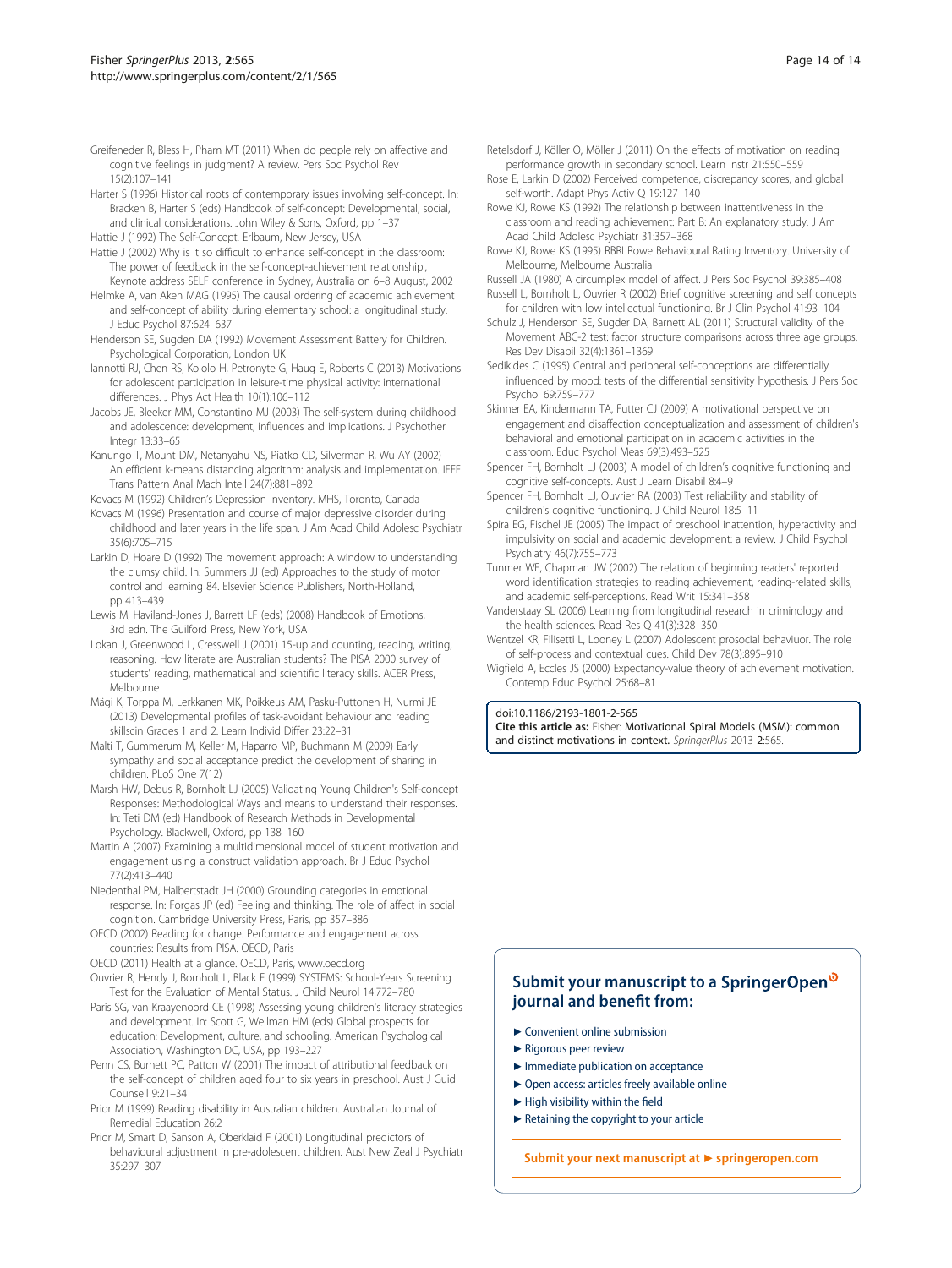Greifeneder R, Bless H, Pham MT (2011) When do people rely on affective and cognitive feelings in judgment? A review. Pers Soc Psychol Rev 15(2):107–141

Harter S (1996) Historical roots of contemporary issues involving self-concept. In: Bracken B, Harter S (eds) Handbook of self-concept: Developmental, social, and clinical considerations. John Wiley & Sons, Oxford, pp 1–37

Hattie J (1992) The Self-Concept. Erlbaum, New Jersey, USA

Hattie J (2002) Why is it so difficult to enhance self-concept in the classroom: The power of feedback in the self-concept-achievement relationship., Keynote address SELF conference in Sydney, Australia on 6–8 August, 2002

Helmke A, van Aken MAG (1995) The causal ordering of academic achievement and self-concept of ability during elementary school: a longitudinal study. J Educ Psychol 87:624–637

Henderson SE, Sugden DA (1992) Movement Assessment Battery for Children. Psychological Corporation, London UK

Iannotti RJ, Chen RS, Kololo H, Petronyte G, Haug E, Roberts C (2013) Motivations for adolescent participation in leisure-time physical activity: international differences. J Phys Act Health 10(1):106–112

Jacobs JE, Bleeker MM, Constantino MJ (2003) The self-system during childhood and adolescence: development, influences and implications. J Psychother Integr 13:33–65

Kanungo T, Mount DM, Netanyahu NS, Piatko CD, Silverman R, Wu AY (2002) An efficient k-means distancing algorithm: analysis and implementation. IEEE Trans Pattern Anal Mach Intell 24(7):881–892

Kovacs M (1992) Children's Depression Inventory. MHS, Toronto, Canada

Kovacs M (1996) Presentation and course of major depressive disorder during childhood and later years in the life span. J Am Acad Child Adolesc Psychiatr 35(6):705–715

Larkin D, Hoare D (1992) The movement approach: A window to understanding the clumsy child. In: Summers JJ (ed) Approaches to the study of motor control and learning 84. Elsevier Science Publishers, North-Holland, pp 413–439

Lewis M, Haviland-Jones J, Barrett LF (eds) (2008) Handbook of Emotions, 3rd edn. The Guilford Press, New York, USA

Lokan J, Greenwood L, Cresswell J (2001) 15-up and counting, reading, writing, reasoning. How literate are Australian students? The PISA 2000 survey of students' reading, mathematical and scientific literacy skills. ACER Press, Melbourne

Mägi K, Torppa M, Lerkkanen MK, Poikkeus AM, Pasku-Puttonen H, Nurmi JE (2013) Developmental profiles of task-avoidant behaviour and reading skillscin Grades 1 and 2. Learn Individ Differ 23:22–31

Malti T, Gummerum M, Keller M, Haparro MP, Buchmann M (2009) Early sympathy and social acceptance predict the development of sharing in children. PLoS One 7(12)

Marsh HW, Debus R, Bornholt LJ (2005) Validating Young Children's Self-concept Responses: Methodological Ways and means to understand their responses. In: Teti DM (ed) Handbook of Research Methods in Developmental Psychology. Blackwell, Oxford, pp 138–160

Martin A (2007) Examining a multidimensional model of student motivation and engagement using a construct validation approach. Br J Educ Psychol 77(2):413–440

Niedenthal PM, Halbertstadt JH (2000) Grounding categories in emotional response. In: Forgas JP (ed) Feeling and thinking. The role of affect in social cognition. Cambridge University Press, Paris, pp 357–386

OECD (2002) Reading for change. Performance and engagement across countries: Results from PISA. OECD, Paris

OECD (2011) Health at a glance. OECD, Paris, www.oecd.org

Ouvrier R, Hendy J, Bornholt L, Black F (1999) SYSTEMS: School-Years Screening Test for the Evaluation of Mental Status. J Child Neurol 14:772–780

Paris SG, van Kraayenoord CE (1998) Assessing young children's literacy strategies and development. In: Scott G, Wellman HM (eds) Global prospects for education: Development, culture, and schooling. American Psychological Association, Washington DC, USA, pp 193–227

Penn CS, Burnett PC, Patton W (2001) The impact of attributional feedback on the self-concept of children aged four to six years in preschool. Aust J Guid Counsell 9:21–34

Prior M (1999) Reading disability in Australian children. Australian Journal of Remedial Education 26:2

Prior M, Smart D, Sanson A, Oberklaid F (2001) Longitudinal predictors of behavioural adjustment in pre-adolescent children. Aust New Zeal J Psychiatr 35:297–307

Retelsdorf J, Köller O, Möller J (2011) On the effects of motivation on reading performance growth in secondary school. Learn Instr 21:550–559

Rose E, Larkin D (2002) Perceived competence, discrepancy scores, and global self-worth. Adapt Phys Activ Q 19:127–140

Rowe KJ, Rowe KS (1992) The relationship between inattentiveness in the classroom and reading achievement: Part B: An explanatory study. J Am Acad Child Adolesc Psychiatr 31:357–368

Rowe KJ, Rowe KS (1995) RBRI Rowe Behavioural Rating Inventory. University of Melbourne, Melbourne Australia

Russell JA (1980) A circumplex model of affect. J Pers Soc Psychol 39:385–408

Russell L, Bornholt L, Ouvrier R (2002) Brief cognitive screening and self concepts for children with low intellectual functioning. Br J Clin Psychol 41:93–104

Schulz J, Henderson SE, Sugden DA, Barnett AL (2011) Structural validity of the Movement ABC-2 test: factor structure comparisons across three age groups. Res Dev Disabil 32(4):1361–1369

Sedikides C (1995) Central and peripheral self-conceptions are differentially influenced by mood: tests of the differential sensitivity hypothesis. J Pers Soc Psychol 69:759–777

Skinner EA, Kindermann TA, Futter CJ (2009) A motivational perspective on engagement and disaffection conceptualization and assessment of children's behavioral and emotional participation in academic activities in the classroom. Educ Psychol Meas 69(3):493–525

Spencer FH, Bornholt LJ (2003) A model of children's cognitive functioning and cognitive self-concepts. Aust J Learn Disabil 8:4–9

Spencer FH, Bornholt LJ, Ouvrier RA (2003) Test reliability and stability of children's cognitive functioning. J Child Neurol 18:5–11

Spira EG, Fischel JE (2005) The impact of preschool inattention, hyperactivity and impulsivity on social and academic development: a review. J Child Psychol Psychiatry 46(7):755–773

Tunmer WE, Chapman JW (2002) The relation of beginning readers' reported word identification strategies to reading achievement, reading-related skills, and academic self-perceptions. Read Writ 15:341–358

Vanderstaay SL (2006) Learning from longitudinal research in criminology and the health sciences. Read Res Q 41(3):328–350

Wentzel KR, Filisetti L, Looney L (2007) Adolescent prosocial behaviuor. The role of self-process and contextual cues. Child Dev 78(3):895–910

Wigfield A, Eccles JS (2000) Expectancy-value theory of achievement motivation. Contemp Educ Psychol 25:68–81

doi:10.1186/2193-1801-2-565

**Cite this article as:** Fisher: Motivational Spiral Models (MSM): common and distinct motivations in context. *SpringerPlus* 2013 **2**:565.

**Submit your manuscript to a SpringerOpen journal and benefit from:**

- ► Convenient online submission
- ► Rigorous peer review
- ► Immediate publication on acceptance
- ► Open access: articles freely available online
- ► High visibility within the field
- ► Retaining the copyright to your article

**Submit your next manuscript at ► springeropen.com**